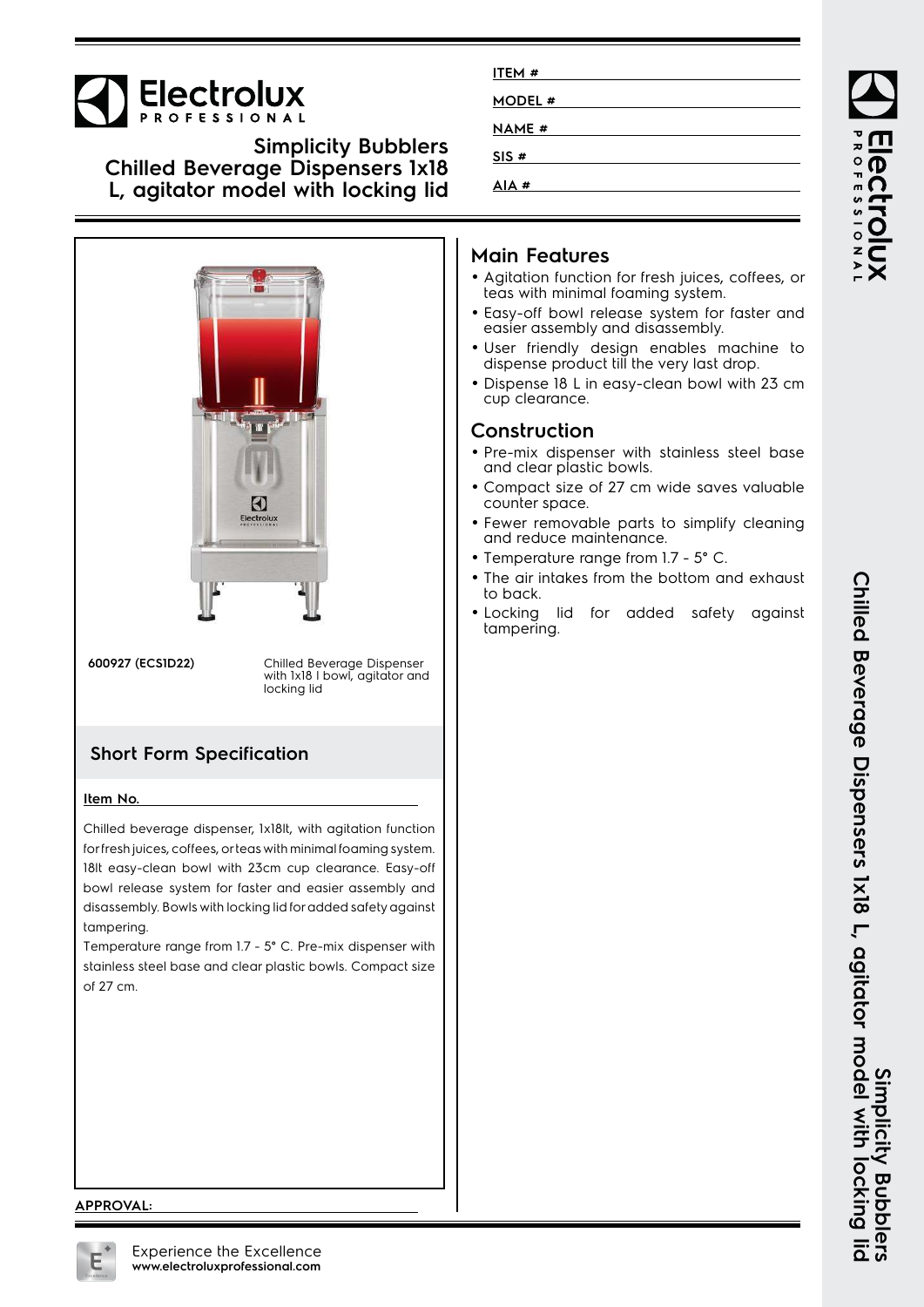# Electrolux PROFESSIONAL

## Simplicity Bubblers Chilled Beverage Dispensers 1x18 L, agitator model with locking lid

ITEM #

MODEL #

NAME #

SIS #

AIA #

| | |
|---|---|
| **600927 (ECS1D22)** | Chilled Beverage Dispenser with 1x18 l bowl, agitator and locking lid |

## Short Form Specification

**Item No.**

Chilled beverage dispenser, 1x18lt, with agitation function for fresh juices, coffees, or teas with minimal foaming system. 18lt easy-clean bowl with 23cm cup clearance. Easy-off bowl release system for faster and easier assembly and disassembly. Bowls with locking lid for added safety against tampering.

Temperature range from 1.7 - 5° C. Pre-mix dispenser with stainless steel base and clear plastic bowls. Compact size of 27 cm.

## Main Features

- Agitation function for fresh juices, coffees, or teas with minimal foaming system.
- Easy-off bowl release system for faster and easier assembly and disassembly.
- User friendly design enables machine to dispense product till the very last drop.
- Dispense 18 L in easy-clean bowl with 23 cm cup clearance.

## Construction

- Pre-mix dispenser with stainless steel base and clear plastic bowls.
- Compact size of 27 cm wide saves valuable counter space.
- Fewer removable parts to simplify cleaning and reduce maintenance.
- Temperature range from 1.7 - 5° C.
- The air intakes from the bottom and exhaust to back.
- Locking lid for added safety against tampering.

APPROVAL:

Experience the Excellence
**www.electroluxprofessional.com**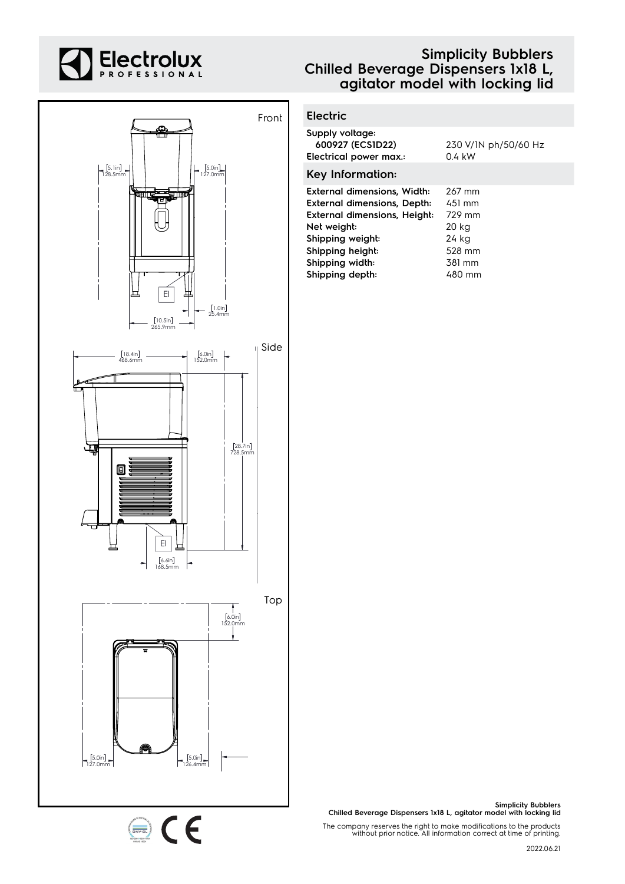# Simplicity Bubblers Chilled Beverage Dispensers 1x18 L, agitator model with locking lid

Front

[5.1in] 128.5mm

[5.0in] 127.0mm

EI

[1.0in] 25.4mm

[10.5in] 265.9mm

Side

[18.4in] 468.6mm

[6.0in] 152.0mm

[28.7in] 728.5mm

EI

[6.6in] 168.5mm

Top

[6.0in] 152.0mm

[5.0in] 127.0mm

[5.0in] 126.4mm

## Electric

| | |
|---|---|
| **Supply voltage:** | |
| **600927 (ECS1D22)** | 230 V/1N ph/50/60 Hz |
| **Electrical power max.:** | 0.4 kW |

## Key Information:

| | |
|---|---|
| **External dimensions, Width:** | 267 mm |
| **External dimensions, Depth:** | 451 mm |
| **External dimensions, Height:** | 729 mm |
| **Net weight:** | 20 kg |
| **Shipping weight:** | 24 kg |
| **Shipping height:** | 528 mm |
| **Shipping width:** | 381 mm |
| **Shipping depth:** | 480 mm |

**Simplicity Bubblers**
**Chilled Beverage Dispensers 1x18 L, agitator model with locking lid**

The company reserves the right to make modifications to the products without prior notice. All information correct at time of printing.

2022.06.21